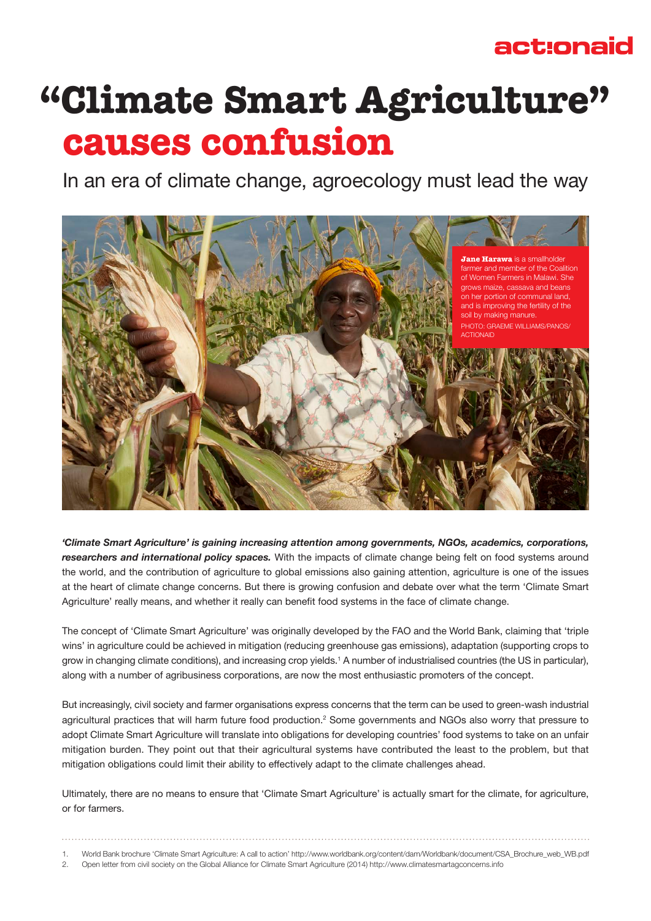# "Climate Smart Agriculture" causes confusion

## In an era of climate change, agroecology must lead the way

**Jane Harawa** is a smallholder farmer and member of the Coalition of Women Farmers in Malawi. She grows maize, cassava and beans on her portion of communal land, and is improving the fertility of the soil by making manure.
PHOTO: GRAEME WILLIAMS/PANOS/ACTIONAID

***'Climate Smart Agriculture' is gaining increasing attention among governments, NGOs, academics, corporations, researchers and international policy spaces.*** With the impacts of climate change being felt on food systems around the world, and the contribution of agriculture to global emissions also gaining attention, agriculture is one of the issues at the heart of climate change concerns. But there is growing confusion and debate over what the term 'Climate Smart Agriculture' really means, and whether it really can benefit food systems in the face of climate change.

The concept of 'Climate Smart Agriculture' was originally developed by the FAO and the World Bank, claiming that 'triple wins' in agriculture could be achieved in mitigation (reducing greenhouse gas emissions), adaptation (supporting crops to grow in changing climate conditions), and increasing crop yields.[1] A number of industrialised countries (the US in particular), along with a number of agribusiness corporations, are now the most enthusiastic promoters of the concept.

But increasingly, civil society and farmer organisations express concerns that the term can be used to green-wash industrial agricultural practices that will harm future food production.[2] Some governments and NGOs also worry that pressure to adopt Climate Smart Agriculture will translate into obligations for developing countries' food systems to take on an unfair mitigation burden. They point out that their agricultural systems have contributed the least to the problem, but that mitigation obligations could limit their ability to effectively adapt to the climate challenges ahead.

Ultimately, there are no means to ensure that 'Climate Smart Agriculture' is actually smart for the climate, for agriculture, or for farmers.

---

1. World Bank brochure 'Climate Smart Agriculture: A call to action' http://www.worldbank.org/content/dam/Worldbank/document/CSA_Brochure_web_WB.pdf
2. Open letter from civil society on the Global Alliance for Climate Smart Agriculture (2014) http://www.climatesmartagconcerns.info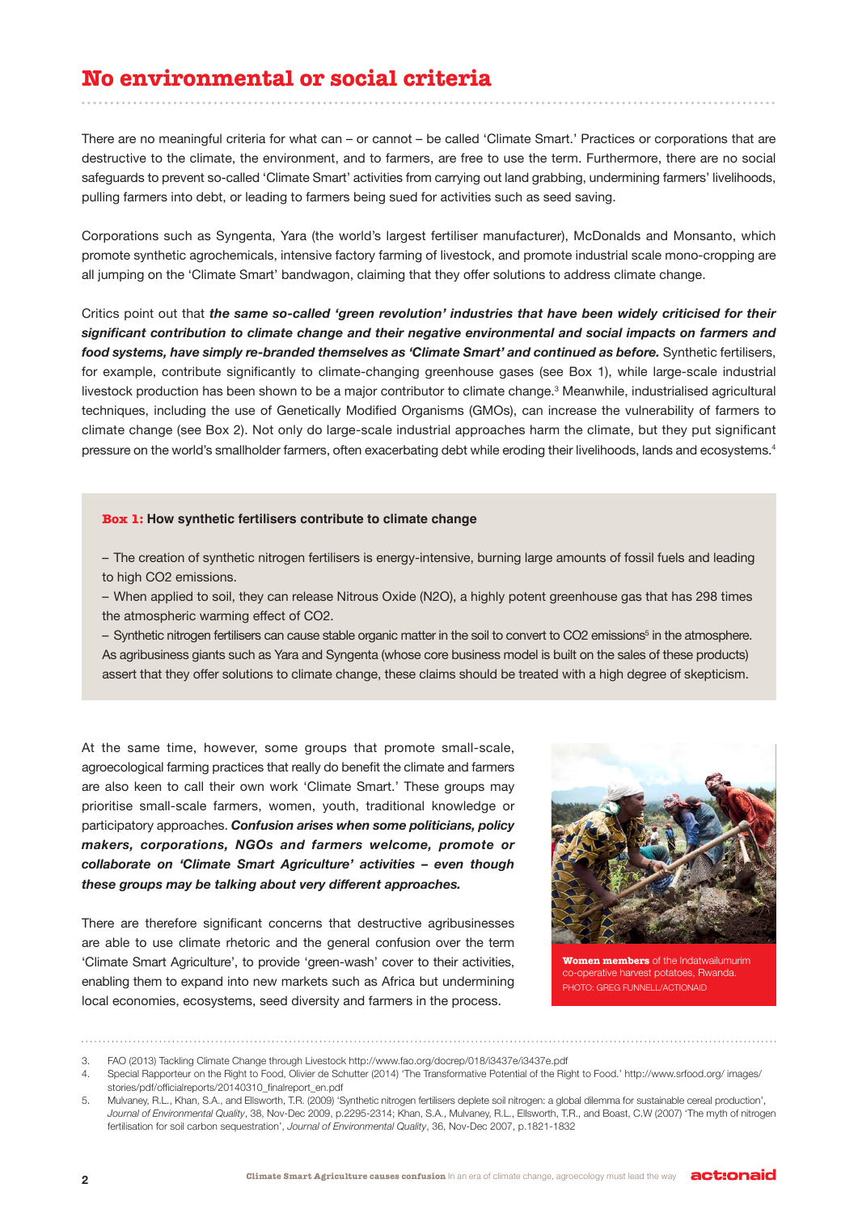# No environmental or social criteria

There are no meaningful criteria for what can – or cannot – be called 'Climate Smart.' Practices or corporations that are destructive to the climate, the environment, and to farmers, are free to use the term. Furthermore, there are no social safeguards to prevent so-called 'Climate Smart' activities from carrying out land grabbing, undermining farmers' livelihoods, pulling farmers into debt, or leading to farmers being sued for activities such as seed saving.

Corporations such as Syngenta, Yara (the world's largest fertiliser manufacturer), McDonalds and Monsanto, which promote synthetic agrochemicals, intensive factory farming of livestock, and promote industrial scale mono-cropping are all jumping on the 'Climate Smart' bandwagon, claiming that they offer solutions to address climate change.

Critics point out that ***the same so-called 'green revolution' industries that have been widely criticised for their significant contribution to climate change and their negative environmental and social impacts on farmers and food systems, have simply re-branded themselves as 'Climate Smart' and continued as before.*** Synthetic fertilisers, for example, contribute significantly to climate-changing greenhouse gases (see Box 1), while large-scale industrial livestock production has been shown to be a major contributor to climate change.[3] Meanwhile, industrialised agricultural techniques, including the use of Genetically Modified Organisms (GMOs), can increase the vulnerability of farmers to climate change (see Box 2). Not only do large-scale industrial approaches harm the climate, but they put significant pressure on the world's smallholder farmers, often exacerbating debt while eroding their livelihoods, lands and ecosystems.[4]

**Box 1: How synthetic fertilisers contribute to climate change**

– The creation of synthetic nitrogen fertilisers is energy-intensive, burning large amounts of fossil fuels and leading to high $CO_2$ emissions.

– When applied to soil, they can release Nitrous Oxide ($N_2O$), a highly potent greenhouse gas that has 298 times the atmospheric warming effect of $CO_2$.

– Synthetic nitrogen fertilisers can cause stable organic matter in the soil to convert to $CO_2$ emissions[5] in the atmosphere. As agribusiness giants such as Yara and Syngenta (whose core business model is built on the sales of these products) assert that they offer solutions to climate change, these claims should be treated with a high degree of skepticism.

At the same time, however, some groups that promote small-scale, agroecological farming practices that really do benefit the climate and farmers are also keen to call their own work 'Climate Smart.' These groups may prioritise small-scale farmers, women, youth, traditional knowledge or participatory approaches. ***Confusion arises when some politicians, policy makers, corporations, NGOs and farmers welcome, promote or collaborate on 'Climate Smart Agriculture' activities – even though these groups may be talking about very different approaches.***

There are therefore significant concerns that destructive agribusinesses are able to use climate rhetoric and the general confusion over the term 'Climate Smart Agriculture', to provide 'green-wash' cover to their activities, enabling them to expand into new markets such as Africa but undermining local economies, ecosystems, seed diversity and farmers in the process.

**Women members** of the Indatwailumurim co-operative harvest potatoes, Rwanda. PHOTO: GREG FUNNELL/ACTIONAID

---

3. FAO (2013) Tackling Climate Change through Livestock http://www.fao.org/docrep/018/i3437e/i3437e.pdf
4. Special Rapporteur on the Right to Food, Olivier de Schutter (2014) 'The Transformative Potential of the Right to Food.' http://www.srfood.org/ images/stories/pdf/officialreports/20140310_finalreport_en.pdf
5. Mulvaney, R.L., Khan, S.A., and Ellsworth, T.R. (2009) 'Synthetic nitrogen fertilisers deplete soil nitrogen: a global dilemma for sustainable cereal production', *Journal of Environmental Quality*, 38, Nov-Dec 2009, p.2295-2314; Khan, S.A., Mulvaney, R.L., Ellsworth, T.R., and Boast, C.W (2007) 'The myth of nitrogen fertilisation for soil carbon sequestration', *Journal of Environmental Quality*, 36, Nov-Dec 2007, p.1821-1832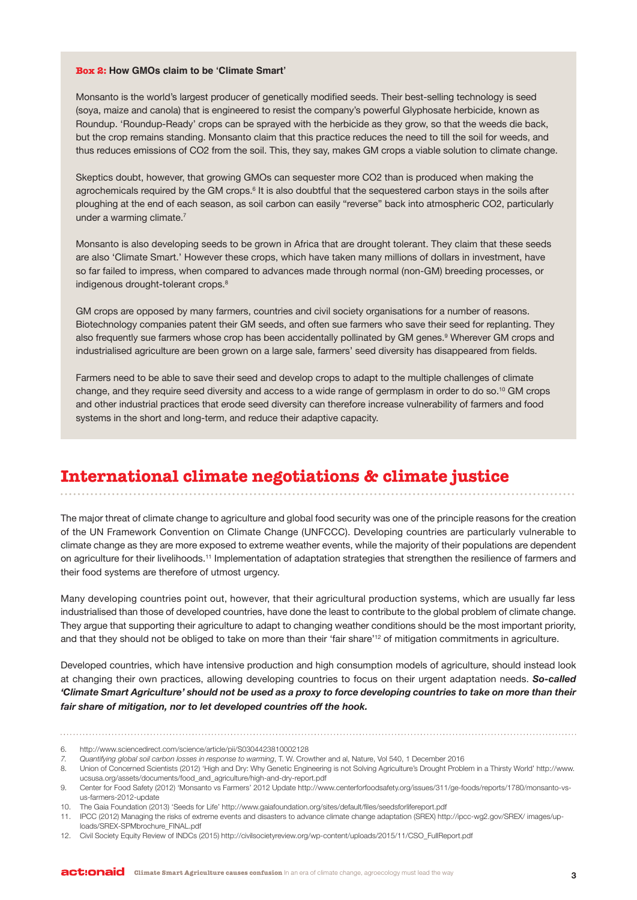**Box 2: How GMOs claim to be 'Climate Smart'**

Monsanto is the world's largest producer of genetically modified seeds. Their best-selling technology is seed (soya, maize and canola) that is engineered to resist the company's powerful Glyphosate herbicide, known as Roundup. 'Roundup-Ready' crops can be sprayed with the herbicide as they grow, so that the weeds die back, but the crop remains standing. Monsanto claim that this practice reduces the need to till the soil for weeds, and thus reduces emissions of $CO_2$ from the soil. This, they say, makes GM crops a viable solution to climate change.

Skeptics doubt, however, that growing GMOs can sequester more $CO_2$ than is produced when making the agrochemicals required by the GM crops.[6] It is also doubtful that the sequestered carbon stays in the soils after ploughing at the end of each season, as soil carbon can easily "reverse" back into atmospheric $CO_2$, particularly under a warming climate.[7]

Monsanto is also developing seeds to be grown in Africa that are drought tolerant. They claim that these seeds are also 'Climate Smart.' However these crops, which have taken many millions of dollars in investment, have so far failed to impress, when compared to advances made through normal (non-GM) breeding processes, or indigenous drought-tolerant crops.[8]

GM crops are opposed by many farmers, countries and civil society organisations for a number of reasons. Biotechnology companies patent their GM seeds, and often sue farmers who save their seed for replanting. They also frequently sue farmers whose crop has been accidentally pollinated by GM genes.[9] Wherever GM crops and industrialised agriculture are been grown on a large sale, farmers' seed diversity has disappeared from fields.

Farmers need to be able to save their seed and develop crops to adapt to the multiple challenges of climate change, and they require seed diversity and access to a wide range of germplasm in order to do so.[10] GM crops and other industrial practices that erode seed diversity can therefore increase vulnerability of farmers and food systems in the short and long-term, and reduce their adaptive capacity.

## International climate negotiations & climate justice

The major threat of climate change to agriculture and global food security was one of the principle reasons for the creation of the UN Framework Convention on Climate Change (UNFCCC). Developing countries are particularly vulnerable to climate change as they are more exposed to extreme weather events, while the majority of their populations are dependent on agriculture for their livelihoods.[11] Implementation of adaptation strategies that strengthen the resilience of farmers and their food systems are therefore of utmost urgency.

Many developing countries point out, however, that their agricultural production systems, which are usually far less industrialised than those of developed countries, have done the least to contribute to the global problem of climate change. They argue that supporting their agriculture to adapt to changing weather conditions should be the most important priority, and that they should not be obliged to take on more than their 'fair share'[12] of mitigation commitments in agriculture.

Developed countries, which have intensive production and high consumption models of agriculture, should instead look at changing their own practices, allowing developing countries to focus on their urgent adaptation needs. ***So-called 'Climate Smart Agriculture' should not be used as a proxy to force developing countries to take on more than their fair share of mitigation, nor to let developed countries off the hook.***

6. http://www.sciencedirect.com/science/article/pii/S0304423810002128
7. *Quantifying global soil carbon losses in response to warming*, T. W. Crowther and al, Nature, Vol 540, 1 December 2016
8. Union of Concerned Scientists (2012) 'High and Dry: Why Genetic Engineering is not Solving Agriculture's Drought Problem in a Thirsty World' http://www.ucsusa.org/assets/documents/food_and_agriculture/high-and-dry-report.pdf
9. Center for Food Safety (2012) 'Monsanto vs Farmers' 2012 Update http://www.centerforfoodsafety.org/issues/311/ge-foods/reports/1780/monsanto-vs-us-farmers-2012-update
10. The Gaia Foundation (2013) 'Seeds for Life' http://www.gaiafoundation.org/sites/default/files/seedsforlifereport.pdf
11. IPCC (2012) Managing the risks of extreme events and disasters to advance climate change adaptation (SREX) http://ipcc-wg2.gov/SREX/ images/uploads/SREX-SPMbrochure_FINAL.pdf
12. Civil Society Equity Review of INDCs (2015) http://civilsocietyreview.org/wp-content/uploads/2015/11/CSO_FullReport.pdf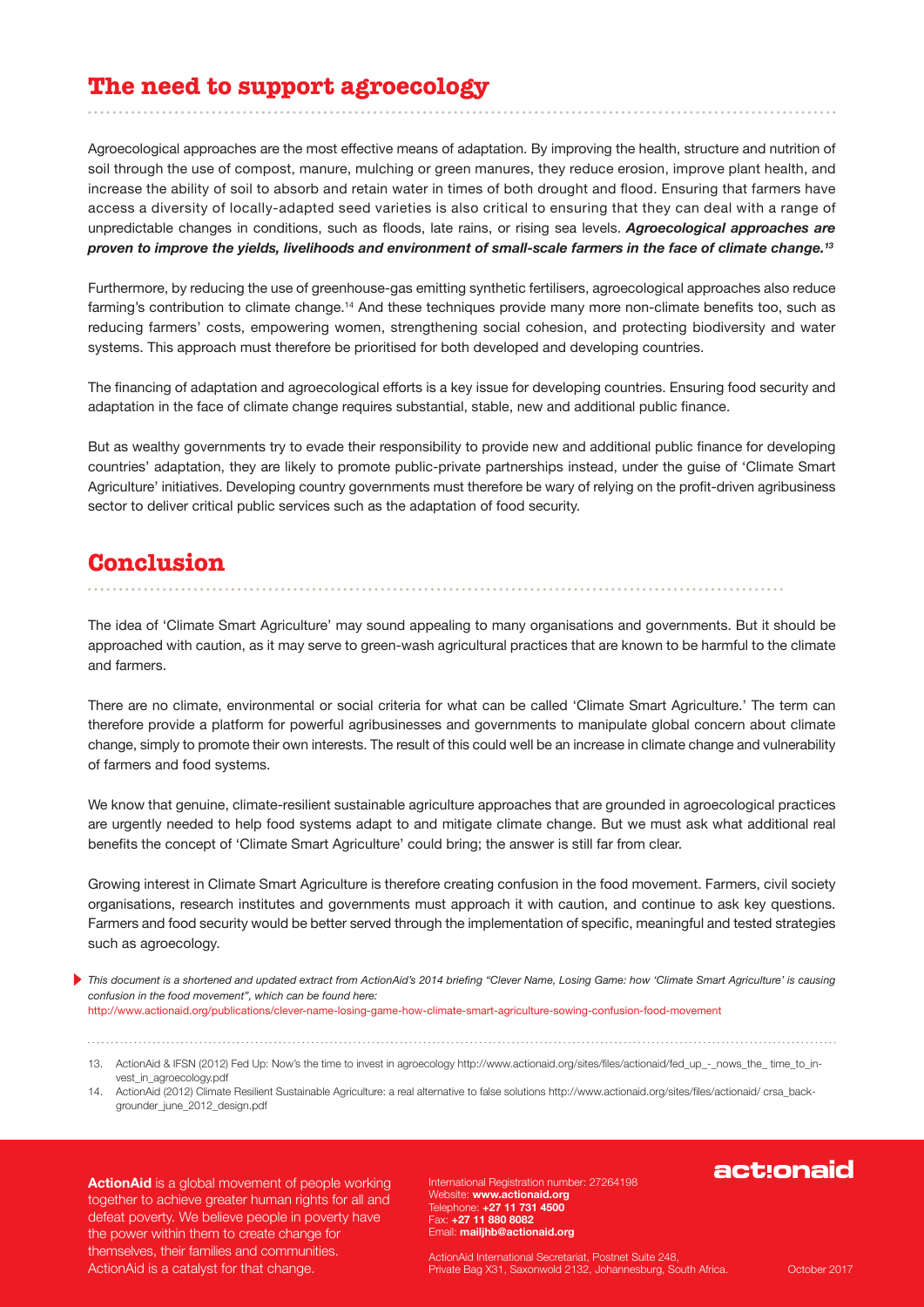## The need to support agroecology

Agroecological approaches are the most effective means of adaptation. By improving the health, structure and nutrition of soil through the use of compost, manure, mulching or green manures, they reduce erosion, improve plant health, and increase the ability of soil to absorb and retain water in times of both drought and flood. Ensuring that farmers have access a diversity of locally-adapted seed varieties is also critical to ensuring that they can deal with a range of unpredictable changes in conditions, such as floods, late rains, or rising sea levels. ***Agroecological approaches are proven to improve the yields, livelihoods and environment of small-scale farmers in the face of climate change.***[13]

Furthermore, by reducing the use of greenhouse-gas emitting synthetic fertilisers, agroecological approaches also reduce farming's contribution to climate change.[14] And these techniques provide many more non-climate benefits too, such as reducing farmers' costs, empowering women, strengthening social cohesion, and protecting biodiversity and water systems. This approach must therefore be prioritised for both developed and developing countries.

The financing of adaptation and agroecological efforts is a key issue for developing countries. Ensuring food security and adaptation in the face of climate change requires substantial, stable, new and additional public finance.

But as wealthy governments try to evade their responsibility to provide new and additional public finance for developing countries' adaptation, they are likely to promote public-private partnerships instead, under the guise of 'Climate Smart Agriculture' initiatives. Developing country governments must therefore be wary of relying on the profit-driven agribusiness sector to deliver critical public services such as the adaptation of food security.

## Conclusion

The idea of 'Climate Smart Agriculture' may sound appealing to many organisations and governments. But it should be approached with caution, as it may serve to green-wash agricultural practices that are known to be harmful to the climate and farmers.

There are no climate, environmental or social criteria for what can be called 'Climate Smart Agriculture.' The term can therefore provide a platform for powerful agribusinesses and governments to manipulate global concern about climate change, simply to promote their own interests. The result of this could well be an increase in climate change and vulnerability of farmers and food systems.

We know that genuine, climate-resilient sustainable agriculture approaches that are grounded in agroecological practices are urgently needed to help food systems adapt to and mitigate climate change. But we must ask what additional real benefits the concept of 'Climate Smart Agriculture' could bring; the answer is still far from clear.

Growing interest in Climate Smart Agriculture is therefore creating confusion in the food movement. Farmers, civil society organisations, research institutes and governments must approach it with caution, and continue to ask key questions. Farmers and food security would be better served through the implementation of specific, meaningful and tested strategies such as agroecology.

*This document is a shortened and updated extract from ActionAid's 2014 briefing "Clever Name, Losing Game: how 'Climate Smart Agriculture' is causing confusion in the food movement", which can be found here:*
http://www.actionaid.org/publications/clever-name-losing-game-how-climate-smart-agriculture-sowing-confusion-food-movement

13. ActionAid & IFSN (2012) Fed Up: Now's the time to invest in agroecology http://www.actionaid.org/sites/files/actionaid/fed_up_-_nows_the_ time_to_invest_in_agroecology.pdf
14. ActionAid (2012) Climate Resilient Sustainable Agriculture: a real alternative to false solutions http://www.actionaid.org/sites/files/actionaid/ crsa_backgrounder_june_2012_design.pdf

**ActionAid** is a global movement of people working together to achieve greater human rights for all and defeat poverty. We believe people in poverty have the power within them to create change for themselves, their families and communities. ActionAid is a catalyst for that change.

International Registration number: 27264198
Website: **www.actionaid.org**
Telephone: **+27 11 731 4500**
Fax: **+27 11 880 8082**
Email: **mailjhb@actionaid.org**

ActionAid International Secretariat, Postnet Suite 248, Private Bag X31, Saxonwold 2132, Johannesburg, South Africa.

actionaid

October 2017